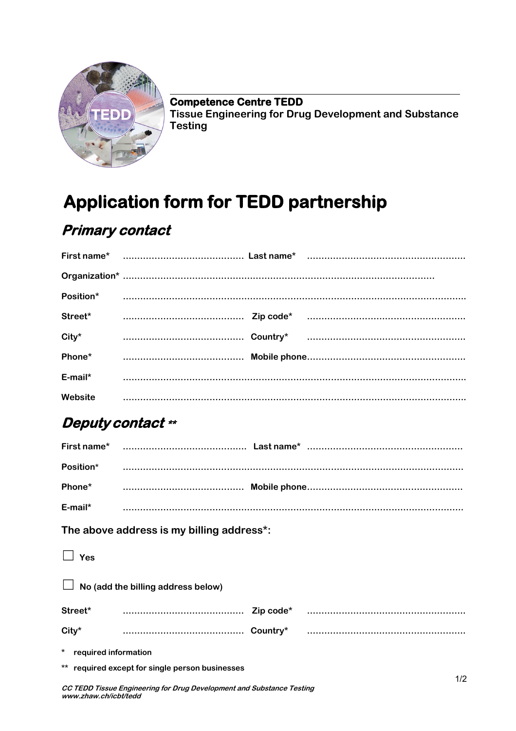**Competence Centre TEDD**
**Tissue Engineering for Drug Development and Substance Testing**

# Application form for TEDD partnership

## *Primary contact*

**First name*** .......................................... **Last name*** ......................................................

**Organization*** ..........................................................................................................

**Position*** ......................................................................................................................

**Street*** .......................................... **Zip code*** ......................................................

**City*** .......................................... **Country*** ......................................................

**Phone*** .......................................... **Mobile phone**......................................................

**E-mail*** ......................................................................................................................

**Website** ......................................................................................................................

## *Deputy contact* **

**First name*** .......................................... **Last name*** .....................................................

**Position*** .....................................................................................................................

**Phone*** .......................................... **Mobile phone**.....................................................

**E-mail*** .....................................................................................................................

**The above address is my billing address*:**

☐ **Yes**

☐ **No (add the billing address below)**

**Street*** .......................................... **Zip code*** ......................................................

**City*** .......................................... **Country*** ......................................................

\* required information

\** required except for single person businesses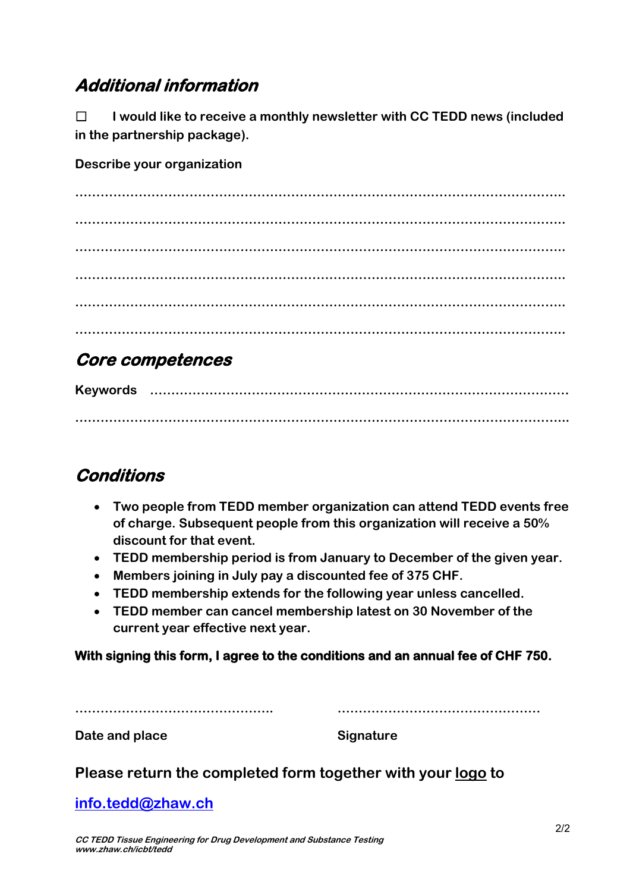## Additional information

☐ **I would like to receive a monthly newsletter with CC TEDD news (included in the partnership package).**

**Describe your organization**

……………………………………………………………………………………………………

……………………………………………………………………………………………………

……………………………………………………………………………………………………

……………………………………………………………………………………………………

……………………………………………………………………………………………………

……………………………………………………………………………………………………

## Core competences

**Keywords** ………………………………………………………………………………………

……………………………………………………………………………………………………

## Conditions

- **Two people from TEDD member organization can attend TEDD events free of charge. Subsequent people from this organization will receive a 50% discount for that event.**
- **TEDD membership period is from January to December of the given year.**
- **Members joining in July pay a discounted fee of 375 CHF.**
- **TEDD membership extends for the following year unless cancelled.**
- **TEDD member can cancel membership latest on 30 November of the current year effective next year.**

**With signing this form, I agree to the conditions and an annual fee of CHF 750.**

……………………………………… ………………………………………

**Date and place** **Signature**

### Please return the completed form together with your <u>logo</u> to

**[info.tedd@zhaw.ch](mailto:info.tedd@zhaw.ch)**

***CC TEDD Tissue Engineering for Drug Development and Substance Testing***
***www.zhaw.ch/icbt/tedd***